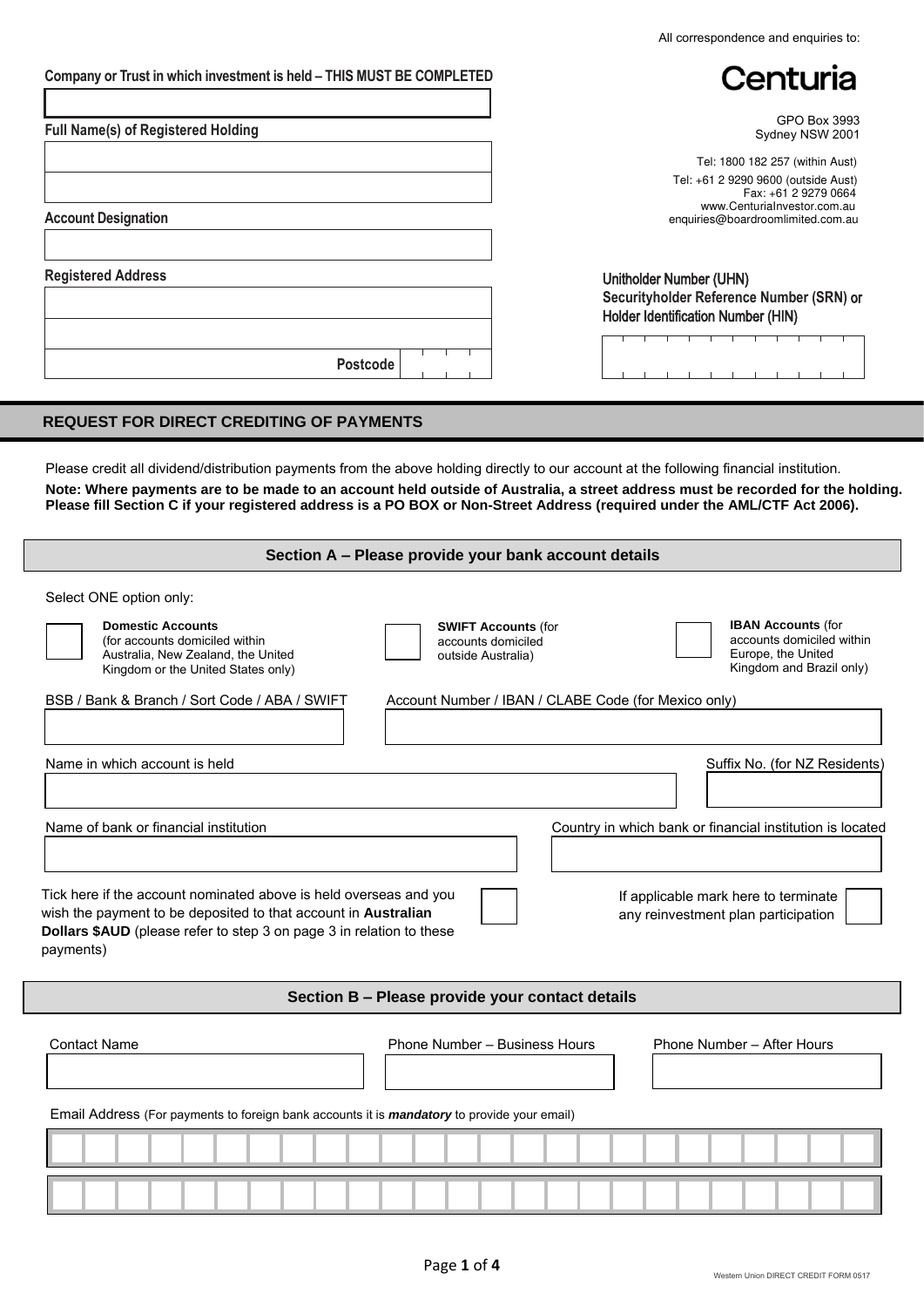All correspondence and enquiries to:

**Centuria**

GPO Box 3993
Sydney NSW 2001

Tel: 1800 182 257 (within Aust)
Tel: +61 2 9290 9600 (outside Aust)
Fax: +61 2 9279 0664
www.CenturiaInvestor.com.au
enquiries@boardroomlimited.com.au

**Company or Trust in which investment is held – THIS MUST BE COMPLETED**

**Full Name(s) of Registered Holding**

**Account Designation**

**Registered Address**

**Postcode**

**Unitholder Number (UHN)**
**Securityholder Reference Number (SRN) or Holder Identification Number (HIN)**

## REQUEST FOR DIRECT CREDITING OF PAYMENTS

Please credit all dividend/distribution payments from the above holding directly to our account at the following financial institution.

**Note: Where payments are to be made to an account held outside of Australia, a street address must be recorded for the holding. Please fill Section C if your registered address is a PO BOX or Non-Street Address (required under the AML/CTF Act 2006).**

### Section A – Please provide your bank account details

Select ONE option only:

☐ **Domestic Accounts** (for accounts domiciled within Australia, New Zealand, the United Kingdom or the United States only)

☐ **SWIFT Accounts** (for accounts domiciled outside Australia)

☐ **IBAN Accounts** (for accounts domiciled within Europe, the United Kingdom and Brazil only)

BSB / Bank & Branch / Sort Code / ABA / SWIFT

Account Number / IBAN / CLABE Code (for Mexico only)

Name in which account is held

Suffix No. (for NZ Residents)

Name of bank or financial institution

Country in which bank or financial institution is located

Tick here if the account nominated above is held overseas and you wish the payment to be deposited to that account in **Australian Dollars $AUD** (please refer to step 3 on page 3 in relation to these payments) ☐

If applicable mark here to terminate any reinvestment plan participation ☐

### Section B – Please provide your contact details

Contact Name

Phone Number – Business Hours

Phone Number – After Hours

Email Address (For payments to foreign bank accounts it is ***mandatory*** to provide your email)

Western Union DIRECT CREDIT FORM 0517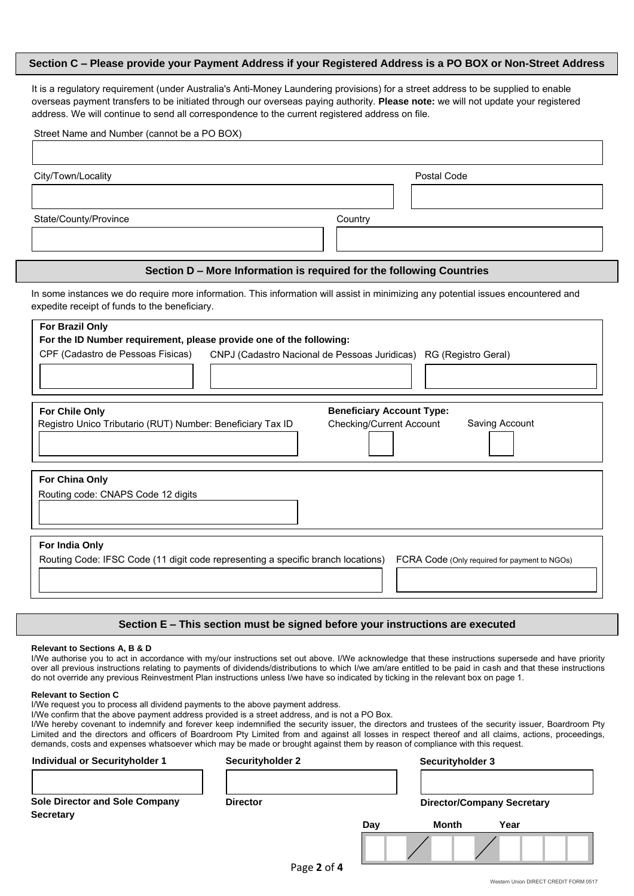## Section C – Please provide your Payment Address if your Registered Address is a PO BOX or Non-Street Address

It is a regulatory requirement (under Australia's Anti-Money Laundering provisions) for a street address to be supplied to enable overseas payment transfers to be initiated through our overseas paying authority. **Please note:** we will not update your registered address. We will continue to send all correspondence to the current registered address on file.

Street Name and Number (cannot be a PO BOX)

City/Town/Locality

Postal Code

State/County/Province

Country

## Section D – More Information is required for the following Countries

In some instances we do require more information. This information will assist in minimizing any potential issues encountered and expedite receipt of funds to the beneficiary.

**For Brazil Only**

**For the ID Number requirement, please provide one of the following:**

CPF (Cadastro de Pessoas Fisicas) | CNPJ (Cadastro Nacional de Pessoas Juridicas) | RG (Registro Geral)

**For Chile Only**

Registro Unico Tributario (RUT) Number: Beneficiary Tax ID

**Beneficiary Account Type:**

Checking/Current Account | Saving Account

**For China Only**

Routing code: CNAPS Code 12 digits

**For India Only**

Routing Code: IFSC Code (11 digit code representing a specific branch locations)

FCRA Code (Only required for payment to NGOs)

## Section E – This section must be signed before your instructions are executed

**Relevant to Sections A, B & D**

I/We authorise you to act in accordance with my/our instructions set out above. I/We acknowledge that these instructions supersede and have priority over all previous instructions relating to payments of dividends/distributions to which I/we am/are entitled to be paid in cash and that these instructions do not override any previous Reinvestment Plan instructions unless I/we have so indicated by ticking in the relevant box on page 1.

**Relevant to Section C**

I/We request you to process all dividend payments to the above payment address.

I/We confirm that the above payment address provided is a street address, and is not a PO Box.

I/We hereby covenant to indemnify and forever keep indemnified the security issuer, the directors and trustees of the security issuer, Boardroom Pty Limited and the directors and officers of Boardroom Pty Limited from and against all losses in respect thereof and all claims, actions, proceedings, demands, costs and expenses whatsoever which may be made or brought against them by reason of compliance with this request.

| Individual or Securityholder 1 | Securityholder 2 | Securityholder 3 |
|---|---|---|
| | | |
| Sole Director and Sole Company Secretary | Director | Director/Company Secretary |

Day / Month / Year

Western Union DIRECT CREDIT FORM 0517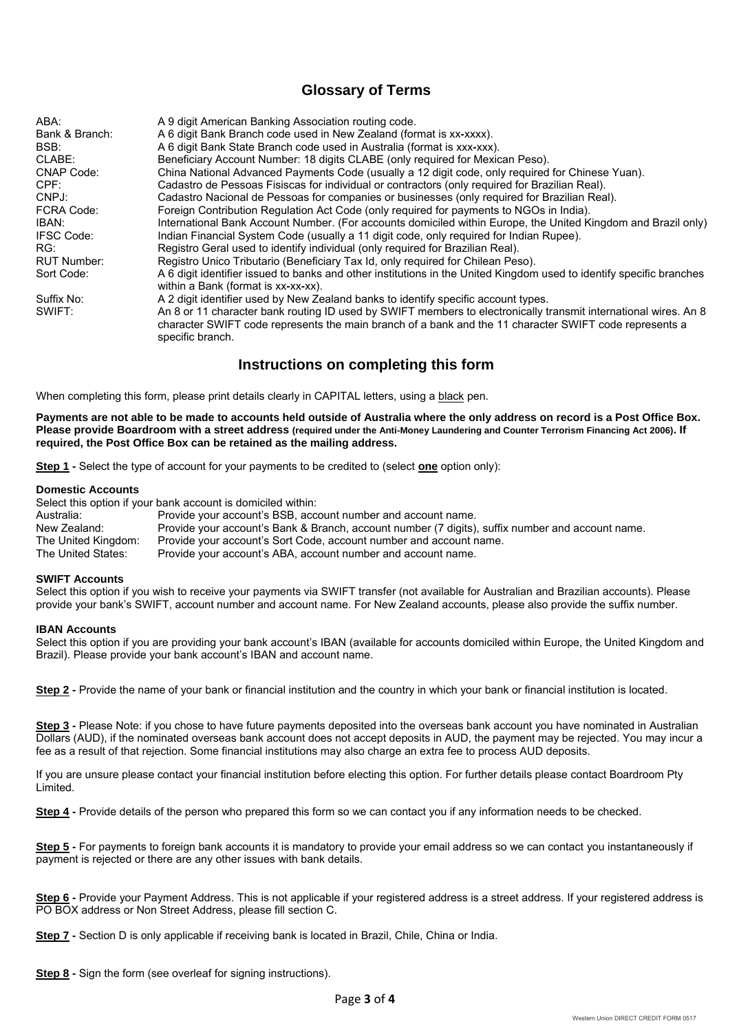## Glossary of Terms

| | |
|---|---|
| ABA: | A 9 digit American Banking Association routing code. |
| Bank & Branch: | A 6 digit Bank Branch code used in New Zealand (format is xx-xxxx). |
| BSB: | A 6 digit Bank State Branch code used in Australia (format is xxx-xxx). |
| CLABE: | Beneficiary Account Number: 18 digits CLABE (only required for Mexican Peso). |
| CNAP Code: | China National Advanced Payments Code (usually a 12 digit code, only required for Chinese Yuan). |
| CPF: | Cadastro de Pessoas Fisiscas for individual or contractors (only required for Brazilian Real). |
| CNPJ: | Cadastro Nacional de Pessoas for companies or businesses (only required for Brazilian Real). |
| FCRA Code: | Foreign Contribution Regulation Act Code (only required for payments to NGOs in India). |
| IBAN: | International Bank Account Number. (For accounts domiciled within Europe, the United Kingdom and Brazil only) |
| IFSC Code: | Indian Financial System Code (usually a 11 digit code, only required for Indian Rupee). |
| RG: | Registro Geral used to identify individual (only required for Brazilian Real). |
| RUT Number: | Registro Unico Tributario (Beneficiary Tax Id, only required for Chilean Peso). |
| Sort Code: | A 6 digit identifier issued to banks and other institutions in the United Kingdom used to identify specific branches within a Bank (format is xx-xx-xx). |
| Suffix No: | A 2 digit identifier used by New Zealand banks to identify specific account types. |
| SWIFT: | An 8 or 11 character bank routing ID used by SWIFT members to electronically transmit international wires. An 8 character SWIFT code represents the main branch of a bank and the 11 character SWIFT code represents a specific branch. |

## Instructions on completing this form

When completing this form, please print details clearly in CAPITAL letters, using a black pen.

**Payments are not able to be made to accounts held outside of Australia where the only address on record is a Post Office Box. Please provide Boardroom with a street address (required under the Anti-Money Laundering and Counter Terrorism Financing Act 2006). If required, the Post Office Box can be retained as the mailing address.**

**Step 1 -** Select the type of account for your payments to be credited to (select **one** option only):

**Domestic Accounts**

Select this option if your bank account is domiciled within:

| | |
|---|---|
| Australia: | Provide your account's BSB, account number and account name. |
| New Zealand: | Provide your account's Bank & Branch, account number (7 digits), suffix number and account name. |
| The United Kingdom: | Provide your account's Sort Code, account number and account name. |
| The United States: | Provide your account's ABA, account number and account name. |

**SWIFT Accounts**

Select this option if you wish to receive your payments via SWIFT transfer (not available for Australian and Brazilian accounts). Please provide your bank's SWIFT, account number and account name. For New Zealand accounts, please also provide the suffix number.

**IBAN Accounts**

Select this option if you are providing your bank account's IBAN (available for accounts domiciled within Europe, the United Kingdom and Brazil). Please provide your bank account's IBAN and account name.

**Step 2 -** Provide the name of your bank or financial institution and the country in which your bank or financial institution is located.

**Step 3 -** Please Note: if you chose to have future payments deposited into the overseas bank account you have nominated in Australian Dollars (AUD), if the nominated overseas bank account does not accept deposits in AUD, the payment may be rejected. You may incur a fee as a result of that rejection. Some financial institutions may also charge an extra fee to process AUD deposits.

If you are unsure please contact your financial institution before electing this option. For further details please contact Boardroom Pty Limited.

**Step 4 -** Provide details of the person who prepared this form so we can contact you if any information needs to be checked.

**Step 5 -** For payments to foreign bank accounts it is mandatory to provide your email address so we can contact you instantaneously if payment is rejected or there are any other issues with bank details.

**Step 6 -** Provide your Payment Address. This is not applicable if your registered address is a street address. If your registered address is PO BOX address or Non Street Address, please fill section C.

**Step 7 -** Section D is only applicable if receiving bank is located in Brazil, Chile, China or India.

**Step 8 -** Sign the form (see overleaf for signing instructions).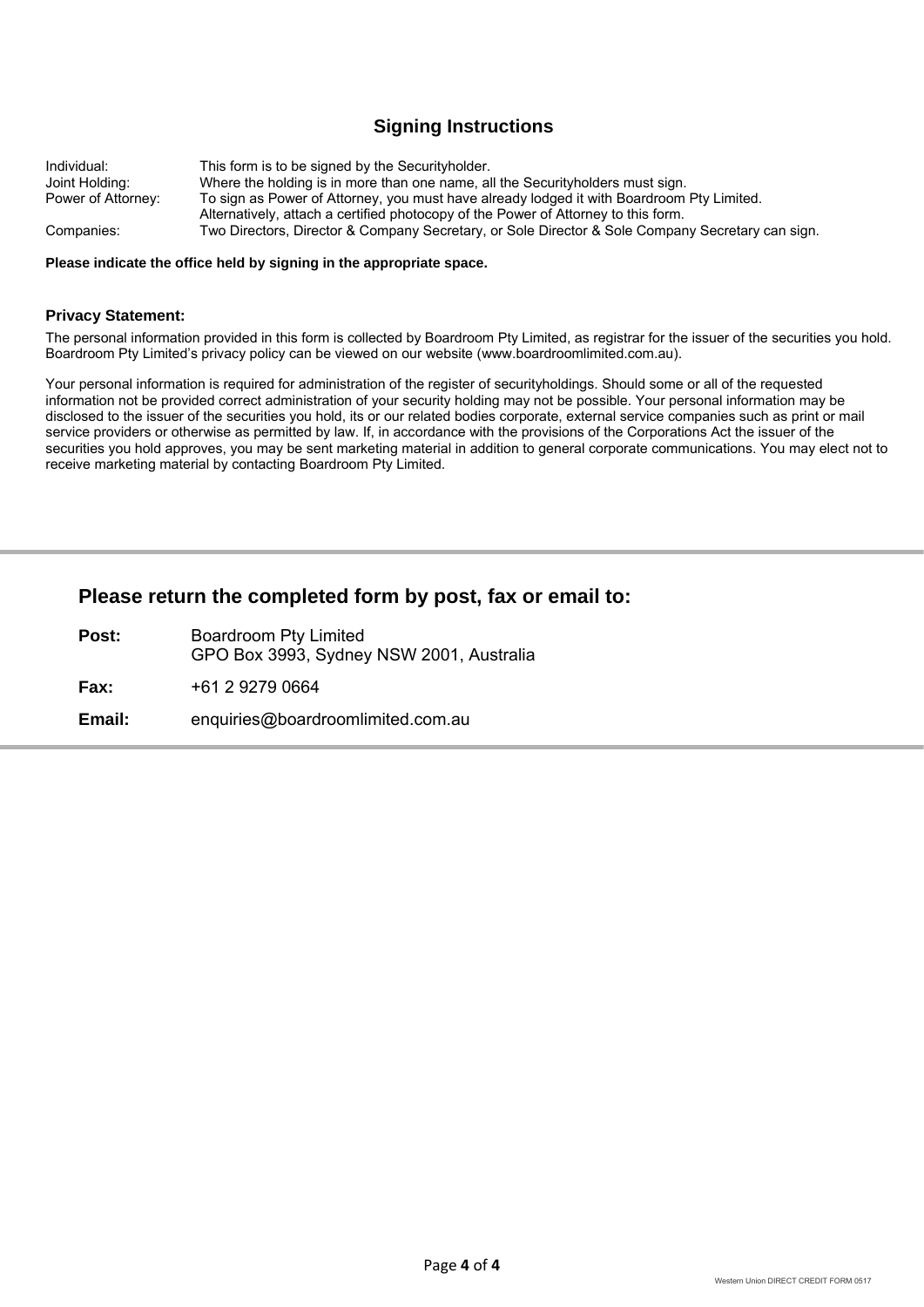## Signing Instructions

| | |
|---|---|
| Individual: | This form is to be signed by the Securityholder. |
| Joint Holding: | Where the holding is in more than one name, all the Securityholders must sign. |
| Power of Attorney: | To sign as Power of Attorney, you must have already lodged it with Boardroom Pty Limited. Alternatively, attach a certified photocopy of the Power of Attorney to this form. |
| Companies: | Two Directors, Director & Company Secretary, or Sole Director & Sole Company Secretary can sign. |

**Please indicate the office held by signing in the appropriate space.**

**Privacy Statement:**

The personal information provided in this form is collected by Boardroom Pty Limited, as registrar for the issuer of the securities you hold. Boardroom Pty Limited's privacy policy can be viewed on our website (www.boardroomlimited.com.au).

Your personal information is required for administration of the register of securityholdings. Should some or all of the requested information not be provided correct administration of your security holding may not be possible. Your personal information may be disclosed to the issuer of the securities you hold, its or our related bodies corporate, external service companies such as print or mail service providers or otherwise as permitted by law. If, in accordance with the provisions of the Corporations Act the issuer of the securities you hold approves, you may be sent marketing material in addition to general corporate communications. You may elect not to receive marketing material by contacting Boardroom Pty Limited.

## Please return the completed form by post, fax or email to:

| | |
|---|---|
| **Post:** | Boardroom Pty Limited<br>GPO Box 3993, Sydney NSW 2001, Australia |
| **Fax:** | +61 2 9279 0664 |
| **Email:** | enquiries@boardroomlimited.com.au |

Western Union DIRECT CREDIT FORM 0517